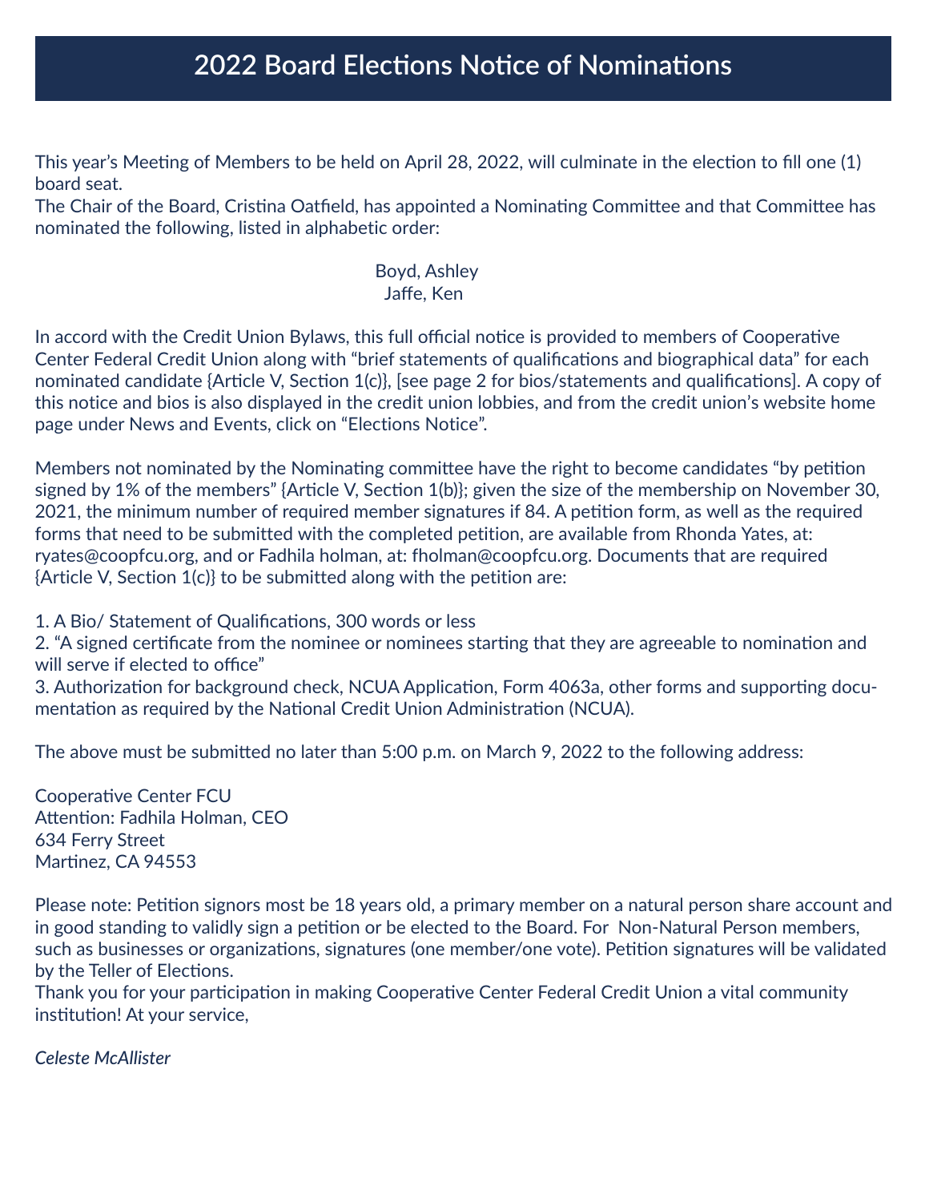# 2022 Board Elections Notice of Nominations

This year's Meeting of Members to be held on April 28, 2022, will culminate in the election to fill one (1) board seat.
The Chair of the Board, Cristina Oatfield, has appointed a Nominating Committee and that Committee has nominated the following, listed in alphabetic order:

Boyd, Ashley
Jaffe, Ken

In accord with the Credit Union Bylaws, this full official notice is provided to members of Cooperative Center Federal Credit Union along with "brief statements of qualifications and biographical data" for each nominated candidate {Article V, Section 1(c)}, [see page 2 for bios/statements and qualifications]. A copy of this notice and bios is also displayed in the credit union lobbies, and from the credit union's website home page under News and Events, click on "Elections Notice".

Members not nominated by the Nominating committee have the right to become candidates "by petition signed by 1% of the members" {Article V, Section 1(b)}; given the size of the membership on November 30, 2021, the minimum number of required member signatures if 84. A petition form, as well as the required forms that need to be submitted with the completed petition, are available from Rhonda Yates, at: ryates@coopfcu.org, and or Fadhila holman, at: fholman@coopfcu.org. Documents that are required {Article V, Section 1(c)} to be submitted along with the petition are:

1. A Bio/ Statement of Qualifications, 300 words or less
2. "A signed certificate from the nominee or nominees starting that they are agreeable to nomination and will serve if elected to office"
3. Authorization for background check, NCUA Application, Form 4063a, other forms and supporting documentation as required by the National Credit Union Administration (NCUA).

The above must be submitted no later than 5:00 p.m. on March 9, 2022 to the following address:

Cooperative Center FCU
Attention: Fadhila Holman, CEO
634 Ferry Street
Martinez, CA 94553

Please note: Petition signors most be 18 years old, a primary member on a natural person share account and in good standing to validly sign a petition or be elected to the Board. For Non-Natural Person members, such as businesses or organizations, signatures (one member/one vote). Petition signatures will be validated by the Teller of Elections.
Thank you for your participation in making Cooperative Center Federal Credit Union a vital community institution! At your service,

*Celeste McAllister*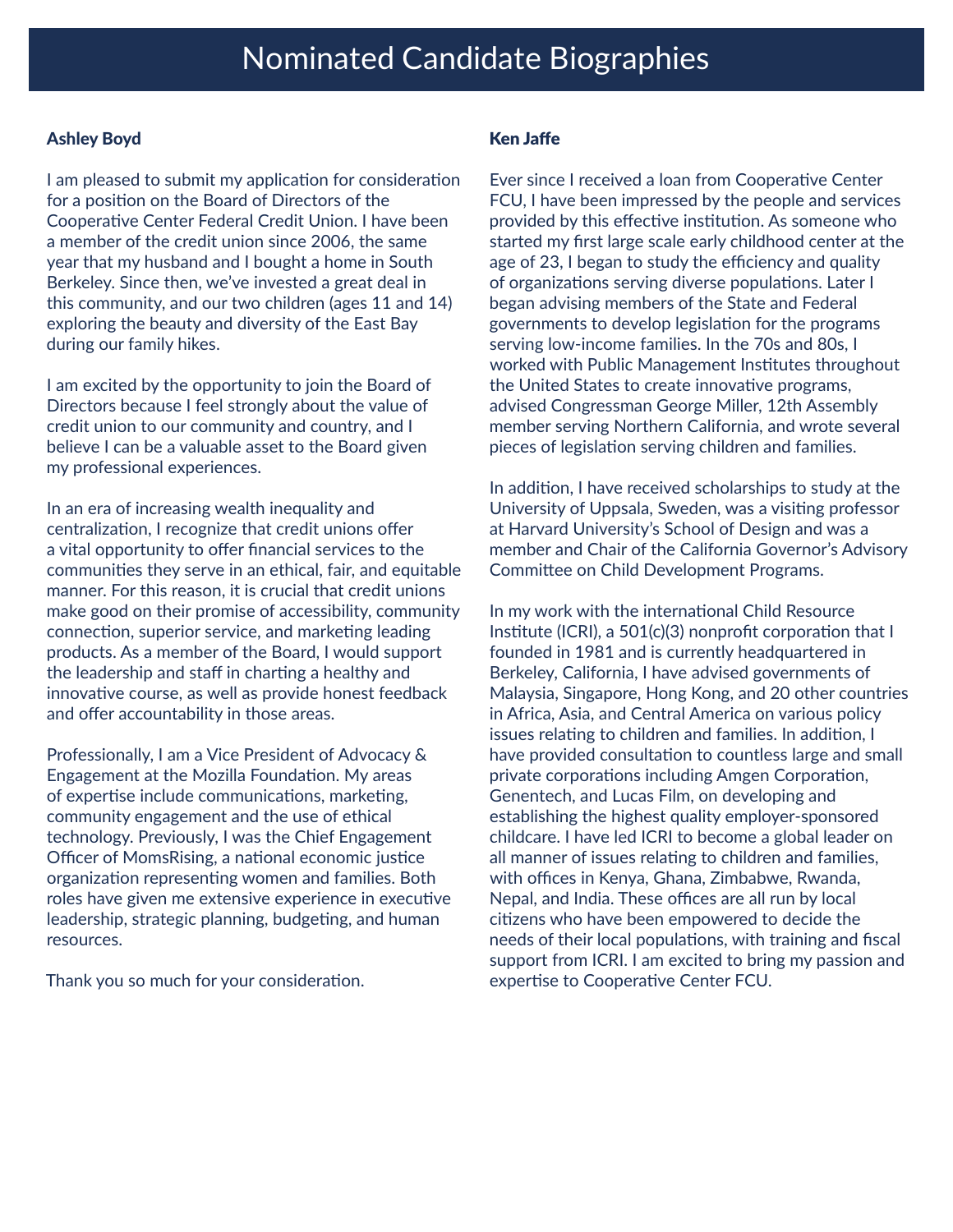# Nominated Candidate Biographies

**Ashley Boyd**

I am pleased to submit my application for consideration for a position on the Board of Directors of the Cooperative Center Federal Credit Union. I have been a member of the credit union since 2006, the same year that my husband and I bought a home in South Berkeley. Since then, we've invested a great deal in this community, and our two children (ages 11 and 14) exploring the beauty and diversity of the East Bay during our family hikes.

I am excited by the opportunity to join the Board of Directors because I feel strongly about the value of credit union to our community and country, and I believe I can be a valuable asset to the Board given my professional experiences.

In an era of increasing wealth inequality and centralization, I recognize that credit unions offer a vital opportunity to offer financial services to the communities they serve in an ethical, fair, and equitable manner. For this reason, it is crucial that credit unions make good on their promise of accessibility, community connection, superior service, and marketing leading products. As a member of the Board, I would support the leadership and staff in charting a healthy and innovative course, as well as provide honest feedback and offer accountability in those areas.

Professionally, I am a Vice President of Advocacy & Engagement at the Mozilla Foundation. My areas of expertise include communications, marketing, community engagement and the use of ethical technology. Previously, I was the Chief Engagement Officer of MomsRising, a national economic justice organization representing women and families. Both roles have given me extensive experience in executive leadership, strategic planning, budgeting, and human resources.

Thank you so much for your consideration.

**Ken Jaffe**

Ever since I received a loan from Cooperative Center FCU, I have been impressed by the people and services provided by this effective institution. As someone who started my first large scale early childhood center at the age of 23, I began to study the efficiency and quality of organizations serving diverse populations. Later I began advising members of the State and Federal governments to develop legislation for the programs serving low-income families. In the 70s and 80s, I worked with Public Management Institutes throughout the United States to create innovative programs, advised Congressman George Miller, 12th Assembly member serving Northern California, and wrote several pieces of legislation serving children and families.

In addition, I have received scholarships to study at the University of Uppsala, Sweden, was a visiting professor at Harvard University's School of Design and was a member and Chair of the California Governor's Advisory Committee on Child Development Programs.

In my work with the international Child Resource Institute (ICRI), a 501(c)(3) nonprofit corporation that I founded in 1981 and is currently headquartered in Berkeley, California, I have advised governments of Malaysia, Singapore, Hong Kong, and 20 other countries in Africa, Asia, and Central America on various policy issues relating to children and families. In addition, I have provided consultation to countless large and small private corporations including Amgen Corporation, Genentech, and Lucas Film, on developing and establishing the highest quality employer-sponsored childcare. I have led ICRI to become a global leader on all manner of issues relating to children and families, with offices in Kenya, Ghana, Zimbabwe, Rwanda, Nepal, and India. These offices are all run by local citizens who have been empowered to decide the needs of their local populations, with training and fiscal support from ICRI. I am excited to bring my passion and expertise to Cooperative Center FCU.